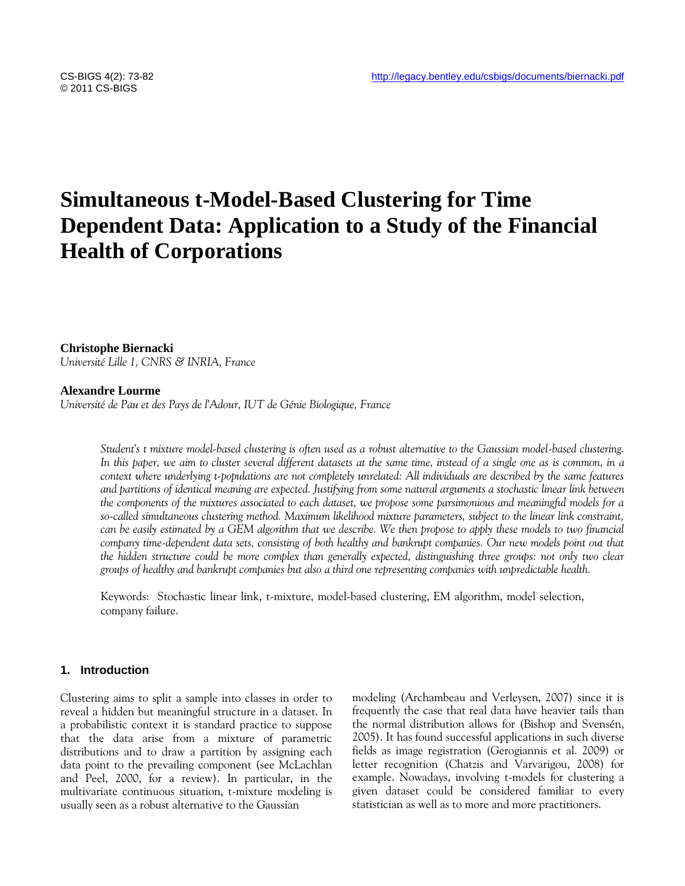# Simultaneous t-Model-Based Clustering for Time Dependent Data: Application to a Study of the Financial Health of Corporations

**Christophe Biernacki**
*Université Lille 1, CNRS & INRIA, France*

**Alexandre Lourme**
*Université de Pau et des Pays de l'Adour, IUT de Génie Biologique, France*

*Student's t mixture model-based clustering is often used as a robust alternative to the Gaussian model-based clustering. In this paper, we aim to cluster several different datasets at the same time, instead of a single one as is common, in a context where underlying t-populations are not completely unrelated: All individuals are described by the same features and partitions of identical meaning are expected. Justifying from some natural arguments a stochastic linear link between the components of the mixtures associated to each dataset, we propose some parsimonious and meaningful models for a so-called simultaneous clustering method. Maximum likelihood mixture parameters, subject to the linear link constraint, can be easily estimated by a GEM algorithm that we describe. We then propose to apply these models to two financial company time-dependent data sets, consisting of both healthy and bankrupt companies. Our new models point out that the hidden structure could be more complex than generally expected, distinguishing three groups: not only two clear groups of healthy and bankrupt companies but also a third one representing companies with unpredictable health.*

Keywords: Stochastic linear link, t-mixture, model-based clustering, EM algorithm, model selection, company failure.

## 1. Introduction

Clustering aims to split a sample into classes in order to reveal a hidden but meaningful structure in a dataset. In a probabilistic context it is standard practice to suppose that the data arise from a mixture of parametric distributions and to draw a partition by assigning each data point to the prevailing component (see McLachlan and Peel, 2000, for a review). In particular, in the multivariate continuous situation, t-mixture modeling is usually seen as a robust alternative to the Gaussian modeling (Archambeau and Verleysen, 2007) since it is frequently the case that real data have heavier tails than the normal distribution allows for (Bishop and Svensén, 2005). It has found successful applications in such diverse fields as image registration (Gerogiannis et al. 2009) or letter recognition (Chatzis and Varvarigou, 2008) for example. Nowadays, involving t-models for clustering a given dataset could be considered familiar to every statistician as well as to more and more practitioners.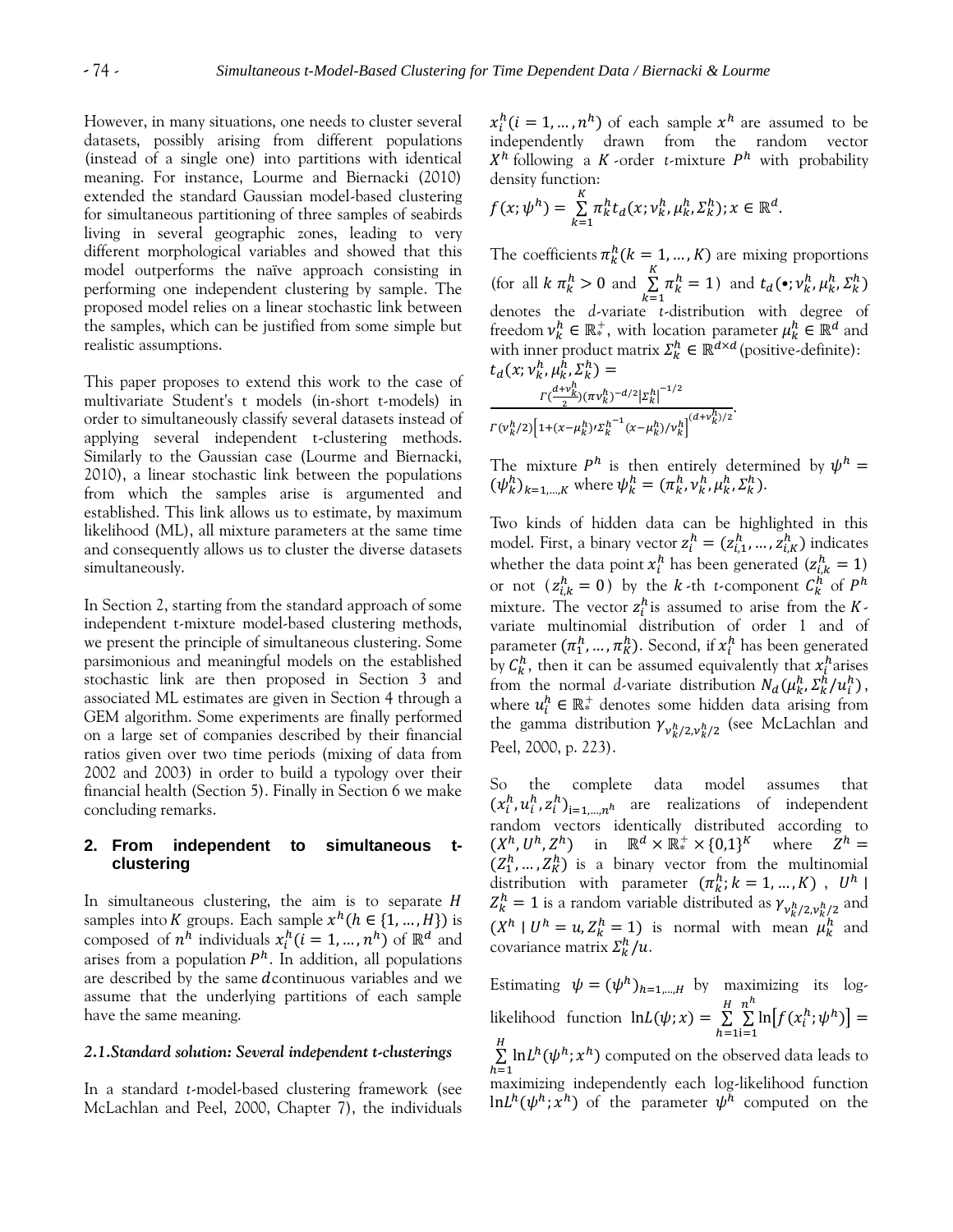However, in many situations, one needs to cluster several datasets, possibly arising from different populations (instead of a single one) into partitions with identical meaning. For instance, Lourme and Biernacki (2010) extended the standard Gaussian model-based clustering for simultaneous partitioning of three samples of seabirds living in several geographic zones, leading to very different morphological variables and showed that this model outperforms the naïve approach consisting in performing one independent clustering by sample. The proposed model relies on a linear stochastic link between the samples, which can be justified from some simple but realistic assumptions.

This paper proposes to extend this work to the case of multivariate Student's t models (in-short t-models) in order to simultaneously classify several datasets instead of applying several independent t-clustering methods. Similarly to the Gaussian case (Lourme and Biernacki, 2010), a linear stochastic link between the populations from which the samples arise is argumented and established. This link allows us to estimate, by maximum likelihood (ML), all mixture parameters at the same time and consequently allows us to cluster the diverse datasets simultaneously.

In Section 2, starting from the standard approach of some independent t-mixture model-based clustering methods, we present the principle of simultaneous clustering. Some parsimonious and meaningful models on the established stochastic link are then proposed in Section 3 and associated ML estimates are given in Section 4 through a GEM algorithm. Some experiments are finally performed on a large set of companies described by their financial ratios given over two time periods (mixing of data from 2002 and 2003) in order to build a typology over their financial health (Section 5). Finally in Section 6 we make concluding remarks.

## 2. From independent to simultaneous t-clustering

In simultaneous clustering, the aim is to separate $H$ samples into $K$ groups. Each sample $x^h (h \in \{1, \dots, H\})$ is composed of $n^h$ individuals $x_i^h (i = 1, \dots, n^h)$ of $\mathbb{R}^d$ and arises from a population $P^h$. In addition, all populations are described by the same $d$ continuous variables and we assume that the underlying partitions of each sample have the same meaning.

### *2.1. Standard solution: Several independent t-clusterings*

In a standard *t*-model-based clustering framework (see McLachlan and Peel, 2000, Chapter 7), the individuals $x_i^h (i = 1, \dots, n^h)$ of each sample $x^h$ are assumed to be independently drawn from the random vector $X^h$ following a $K$-order *t*-mixture $P^h$ with probability density function:

$$f(x; \psi^h) = \sum_{k=1}^{K} \pi_k^h t_d(x; \nu_k^h, \mu_k^h, \Sigma_k^h); x \in \mathbb{R}^d.$$

The coefficients $\pi_k^h (k = 1, \dots, K)$ are mixing proportions (for all $k$ $\pi_k^h > 0$ and $\sum_{k=1}^{K} \pi_k^h = 1$) and $t_d(\bullet; \nu_k^h, \mu_k^h, \Sigma_k^h)$ denotes the *d*-variate *t*-distribution with degree of freedom $\nu_k^h \in \mathbb{R}_*^+$, with location parameter $\mu_k^h \in \mathbb{R}^d$ and with inner product matrix $\Sigma_k^h \in \mathbb{R}^{d \times d}$ (positive-definite):

$$t_d(x; \nu_k^h, \mu_k^h, \Sigma_k^h) = \frac{\Gamma(\frac{d+\nu_k^h}{2})(\pi\nu_k^h)^{-d/2}|\Sigma_k^h|^{-1/2}}{\Gamma(\nu_k^h/2)\left[1+(x-\mu_k^h)'\Sigma_k^{h^{-1}}(x-\mu_k^h)/\nu_k^h\right]^{(d+\nu_k^h)/2}}.$$

The mixture $P^h$ is then entirely determined by $\psi^h = (\psi_k^h)_{k=1,\dots,K}$ where $\psi_k^h = (\pi_k^h, \nu_k^h, \mu_k^h, \Sigma_k^h)$.

Two kinds of hidden data can be highlighted in this model. First, a binary vector $z_i^h = (z_{i,1}^h, \dots, z_{i,K}^h)$ indicates whether the data point $x_i^h$ has been generated ($z_{i,k}^h = 1$) or not ($z_{i,k}^h = 0$) by the $k$-th *t*-component $C_k^h$ of $P^h$ mixture. The vector $z_i^h$ is assumed to arise from the $K$-variate multinomial distribution of order 1 and of parameter $(\pi_1^h, \dots, \pi_K^h)$. Second, if $x_i^h$ has been generated by $C_k^h$, then it can be assumed equivalently that $x_i^h$ arises from the normal *d*-variate distribution $N_d(\mu_k^h, \Sigma_k^h/u_i^h)$, where $u_i^h \in \mathbb{R}_*^+$ denotes some hidden data arising from the gamma distribution $\gamma_{\nu_k^h/2, \nu_k^h/2}$ (see McLachlan and Peel, 2000, p. 223).

So the complete data model assumes that $(x_i^h, u_i^h, z_i^h)_{i=1,\dots,n^h}$ are realizations of independent random vectors identically distributed according to $(X^h, U^h, Z^h)$ in $\mathbb{R}^d \times \mathbb{R}_*^+ \times \{0,1\}^K$ where $Z^h = (Z_1^h, \dots, Z_K^h)$ is a binary vector from the multinomial distribution with parameter $(\pi_k^h; k = 1, \dots, K)$, $U^h \mid Z_k^h = 1$ is a random variable distributed as $\gamma_{\nu_k^h/2, \nu_k^h/2}$ and $(X^h \mid U^h = u, Z_k^h = 1)$ is normal with mean $\mu_k^h$ and covariance matrix $\Sigma_k^h/u$.

Estimating $\psi = (\psi^h)_{h=1,\dots,H}$ by maximizing its log-likelihood function $\ln L(\psi; x) = \sum_{h=1}^{H} \sum_{i=1}^{n^h} \ln\left[f(x_i^h; \psi^h)\right] = \sum_{h=1}^{H} \ln L^h(\psi^h; x^h)$ computed on the observed data leads to maximizing independently each log-likelihood function $\ln L^h(\psi^h; x^h)$ of the parameter $\psi^h$ computed on the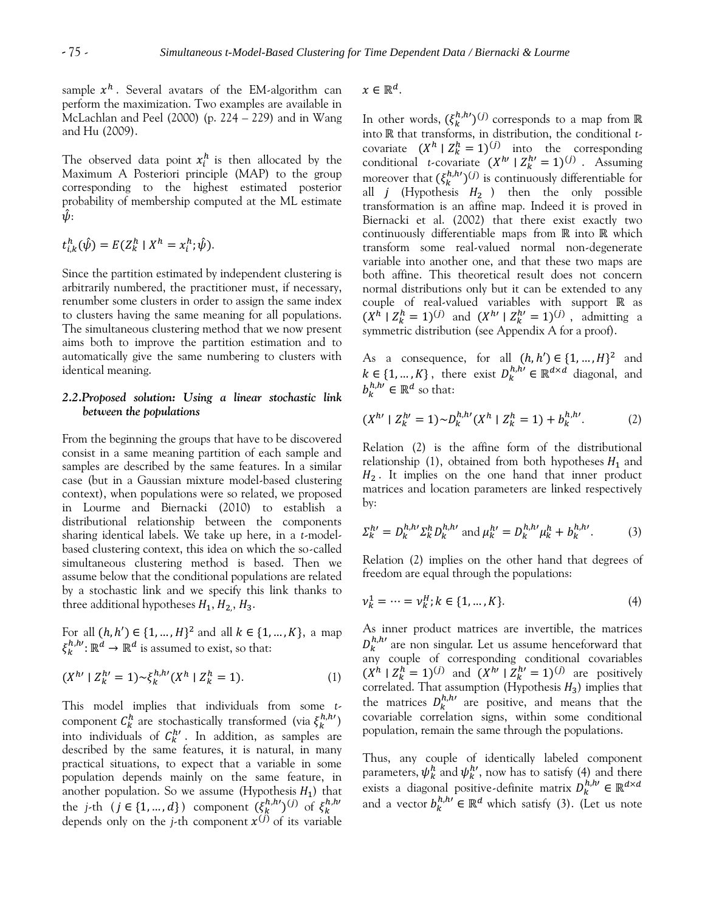sample $x^h$. Several avatars of the EM-algorithm can perform the maximization. Two examples are available in McLachlan and Peel (2000) (p. 224 – 229) and in Wang and Hu (2009).

The observed data point $x_i^h$ is then allocated by the Maximum A Posteriori principle (MAP) to the group corresponding to the highest estimated posterior probability of membership computed at the ML estimate $\hat{\psi}$:

$$t_{i,k}^h(\hat{\psi}) = E(Z_k^h \mid X^h = x_i^h; \hat{\psi}).$$

Since the partition estimated by independent clustering is arbitrarily numbered, the practitioner must, if necessary, renumber some clusters in order to assign the same index to clusters having the same meaning for all populations. The simultaneous clustering method that we now present aims both to improve the partition estimation and to automatically give the same numbering to clusters with identical meaning.

### 2.2. Proposed solution: Using a linear stochastic link between the populations

From the beginning the groups that have to be discovered consist in a same meaning partition of each sample and samples are described by the same features. In a similar case (but in a Gaussian mixture model-based clustering context), when populations were so related, we proposed in Lourme and Biernacki (2010) to establish a distributional relationship between the components sharing identical labels. We take up here, in a $t$-model-based clustering context, this idea on which the so-called simultaneous clustering method is based. Then we assume below that the conditional populations are related by a stochastic link and we specify this link thanks to three additional hypotheses $H_1, H_2, H_3$.

For all $(h, h') \in \{1, \dots, H\}^2$ and all $k \in \{1, \dots, K\}$, a map $\xi_k^{h,h'}: \mathbb{R}^d \to \mathbb{R}^d$ is assumed to exist, so that:

$$(X^{h'} \mid Z_k^{h'} = 1) \sim \xi_k^{h,h'}(X^h \mid Z_k^h = 1). \qquad (1)$$

This model implies that individuals from some $t$-component $C_k^h$ are stochastically transformed (via $\xi_k^{h,h'}$) into individuals of $C_k^{h'}$. In addition, as samples are described by the same features, it is natural, in many practical situations, to expect that a variable in some population depends mainly on the same feature, in another population. So we assume (Hypothesis $H_1$) that the $j$-th ($j \in \{1, \dots, d\}$) component $(\xi_k^{h,h'})^{(j)}$ of $\xi_k^{h,h'}$ depends only on the $j$-th component $x^{(j)}$ of its variable $x \in \mathbb{R}^d$.

In other words, $(\xi_k^{h,h'})^{(j)}$ corresponds to a map from $\mathbb{R}$ into $\mathbb{R}$ that transforms, in distribution, the conditional $t$-covariate $(X^h \mid Z_k^h = 1)^{(j)}$ into the corresponding conditional $t$-covariate $(X^{h'} \mid Z_k^{h'} = 1)^{(j)}$. Assuming moreover that $(\xi_k^{h,h'})^{(j)}$ is continuously differentiable for all $j$ (Hypothesis $H_2$) then the only possible transformation is an affine map. Indeed it is proved in Biernacki et al. (2002) that there exist exactly two continuously differentiable maps from $\mathbb{R}$ into $\mathbb{R}$ which transform some real-valued normal non-degenerate variable into another one, and that these two maps are both affine. This theoretical result does not concern normal distributions only but it can be extended to any couple of real-valued variables with support $\mathbb{R}$ as $(X^h \mid Z_k^h = 1)^{(j)}$ and $(X^{h'} \mid Z_k^{h'} = 1)^{(j)}$, admitting a symmetric distribution (see Appendix A for a proof).

As a consequence, for all $(h, h') \in \{1, \dots, H\}^2$ and $k \in \{1, \dots, K\}$, there exist $D_k^{h,h'} \in \mathbb{R}^{d \times d}$ diagonal, and $b_k^{h,h'} \in \mathbb{R}^d$ so that:

$$(X^{h'} \mid Z_k^{h'} = 1) \sim D_k^{h,h'}(X^h \mid Z_k^h = 1) + b_k^{h,h'}. \qquad (2)$$

Relation (2) is the affine form of the distributional relationship (1), obtained from both hypotheses $H_1$ and $H_2$. It implies on the one hand that inner product matrices and location parameters are linked respectively by:

$$\Sigma_k^{h'} = D_k^{h,h'} \Sigma_k^h D_k^{h,h'} \text{ and } \mu_k^{h'} = D_k^{h,h'} \mu_k^h + b_k^{h,h'}. \qquad (3)$$

Relation (2) implies on the other hand that degrees of freedom are equal through the populations:

$$\nu_k^1 = \dots = \nu_k^H; k \in \{1, \dots, K\}. \qquad (4)$$

As inner product matrices are invertible, the matrices $D_k^{h,h'}$ are non singular. Let us assume henceforward that any couple of corresponding conditional covariables $(X^h \mid Z_k^h = 1)^{(j)}$ and $(X^{h'} \mid Z_k^{h'} = 1)^{(j)}$ are positively correlated. That assumption (Hypothesis $H_3$) implies that the matrices $D_k^{h,h'}$ are positive, and means that the covariable correlation signs, within some conditional population, remain the same through the populations.

Thus, any couple of identically labeled component parameters, $\psi_k^h$ and $\psi_k^{h'}$, now has to satisfy (4) and there exists a diagonal positive-definite matrix $D_k^{h,h'} \in \mathbb{R}^{d \times d}$ and a vector $b_k^{h,h'} \in \mathbb{R}^d$ which satisfy (3). (Let us note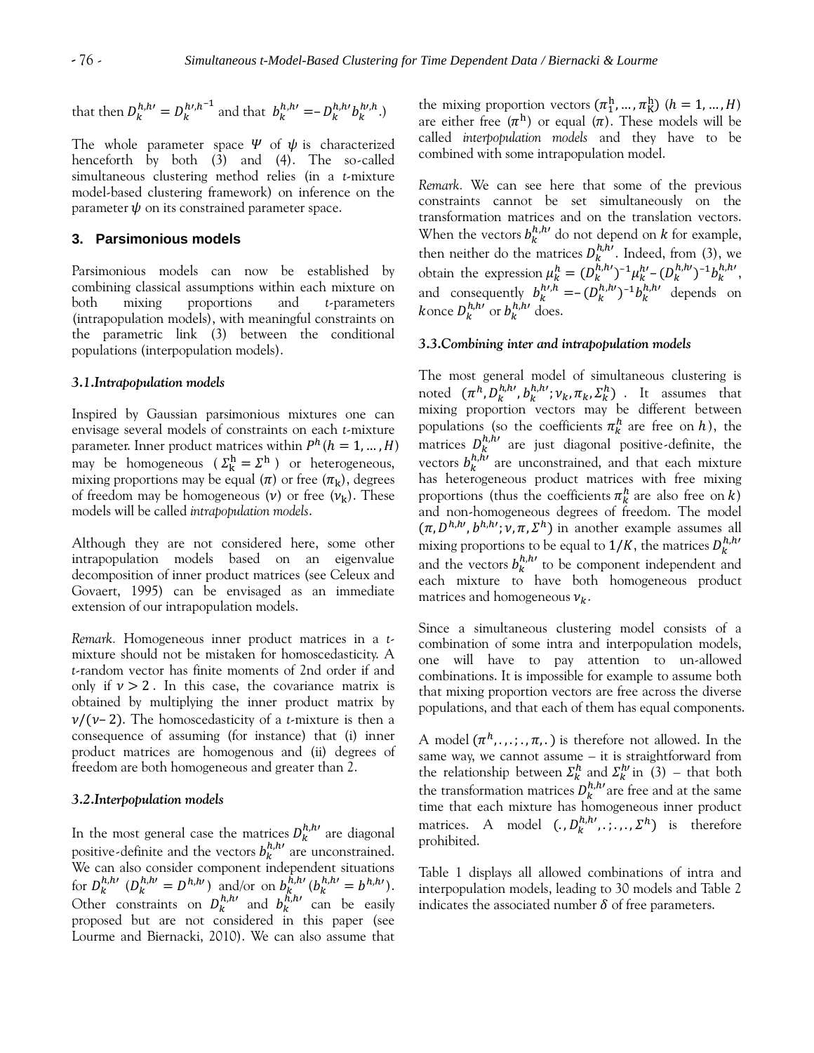that then $D_k^{h,h'} = D_k^{h',h^{-1}}$ and that $b_k^{h,h'} = -D_k^{h,h'} b_k^{h',h}$.)

The whole parameter space $\Psi$ of $\psi$ is characterized henceforth by both (3) and (4). The so-called simultaneous clustering method relies (in a *t*-mixture model-based clustering framework) on inference on the parameter $\psi$ on its constrained parameter space.

## 3. Parsimonious models

Parsimonious models can now be established by combining classical assumptions within each mixture on both mixing proportions and *t*-parameters (intrapopulation models), with meaningful constraints on the parametric link (3) between the conditional populations (interpopulation models).

### *3.1.Intrapopulation models*

Inspired by Gaussian parsimonious mixtures one can envisage several models of constraints on each *t*-mixture parameter. Inner product matrices within $P^h (h = 1, \ldots, H)$ may be homogeneous ($\Sigma_k^h = \Sigma^h$) or heterogeneous, mixing proportions may be equal ($\pi$) or free ($\pi_k$), degrees of freedom may be homogeneous ($\nu$) or free ($\nu_k$). These models will be called *intrapopulation models*.

Although they are not considered here, some other intrapopulation models based on an eigenvalue decomposition of inner product matrices (see Celeux and Govaert, 1995) can be envisaged as an immediate extension of our intrapopulation models.

*Remark.* Homogeneous inner product matrices in a *t*-mixture should not be mistaken for homoscedasticity. A *t*-random vector has finite moments of 2nd order if and only if $\nu > 2$. In this case, the covariance matrix is obtained by multiplying the inner product matrix by $\nu/(\nu - 2)$. The homoscedasticity of a *t*-mixture is then a consequence of assuming (for instance) that (i) inner product matrices are homogenous and (ii) degrees of freedom are both homogeneous and greater than 2.

### *3.2.Interpopulation models*

In the most general case the matrices $D_k^{h,h'}$ are diagonal positive-definite and the vectors $b_k^{h,h'}$ are unconstrained. We can also consider component independent situations for $D_k^{h,h'}$ ($D_k^{h,h'} = D^{h,h'}$) and/or on $b_k^{h,h'}$ ($b_k^{h,h'} = b^{h,h'}$). Other constraints on $D_k^{h,h'}$ and $b_k^{h,h'}$ can be easily proposed but are not considered in this paper (see Lourme and Biernacki, 2010). We can also assume that the mixing proportion vectors $(\pi_1^h, \ldots, \pi_K^h)$ $(h = 1, \ldots, H)$ are either free ($\pi^h$) or equal ($\pi$). These models will be called *interpopulation models* and they have to be combined with some intrapopulation model.

*Remark.* We can see here that some of the previous constraints cannot be set simultaneously on the transformation matrices and on the translation vectors. When the vectors $b_k^{h,h'}$ do not depend on $k$ for example, then neither do the matrices $D_k^{h,h'}$. Indeed, from (3), we obtain the expression $\mu_k^h = (D_k^{h,h'})^{-1}\mu_k^{h'} - (D_k^{h,h'})^{-1} b_k^{h,h'}$, and consequently $b_k^{h',h} = -(D_k^{h,h'})^{-1} b_k^{h,h'}$ depends on $k$ once $D_k^{h,h'}$ or $b_k^{h,h'}$ does.

### *3.3.Combining inter and intrapopulation models*

The most general model of simultaneous clustering is noted $(\pi^h, D_k^{h,h'}, b_k^{h,h'}; \nu_k, \pi_k, \Sigma_k^h)$. It assumes that mixing proportion vectors may be different between populations (so the coefficients $\pi_k^h$ are free on $h$), the matrices $D_k^{h,h'}$ are just diagonal positive-definite, the vectors $b_k^{h,h'}$ are unconstrained, and that each mixture has heterogeneous product matrices with free mixing proportions (thus the coefficients $\pi_k^h$ are also free on $k$) and non-homogeneous degrees of freedom. The model $(\pi, D^{h,h'}, b^{h,h'}; \nu, \pi, \Sigma^h)$ in another example assumes all mixing proportions to be equal to $1/K$, the matrices $D_k^{h,h'}$ and the vectors $b_k^{h,h'}$ to be component independent and each mixture to have both homogeneous product matrices and homogeneous $\nu_k$.

Since a simultaneous clustering model consists of a combination of some intra and interpopulation models, one will have to pay attention to un-allowed combinations. It is impossible for example to assume both that mixing proportion vectors are free across the diverse populations, and that each of them has equal components.

A model $(\pi^h, ., .; ., \pi, .)$ is therefore not allowed. In the same way, we cannot assume – it is straightforward from the relationship between $\Sigma_k^h$ and $\Sigma_k^{h'}$ in (3) – that both the transformation matrices $D_k^{h,h'}$ are free and at the same time that each mixture has homogeneous inner product matrices. A model $(., D_k^{h,h'}, .; ., ., \Sigma^h)$ is therefore prohibited.

Table 1 displays all allowed combinations of intra and interpopulation models, leading to 30 models and Table 2 indicates the associated number $\delta$ of free parameters.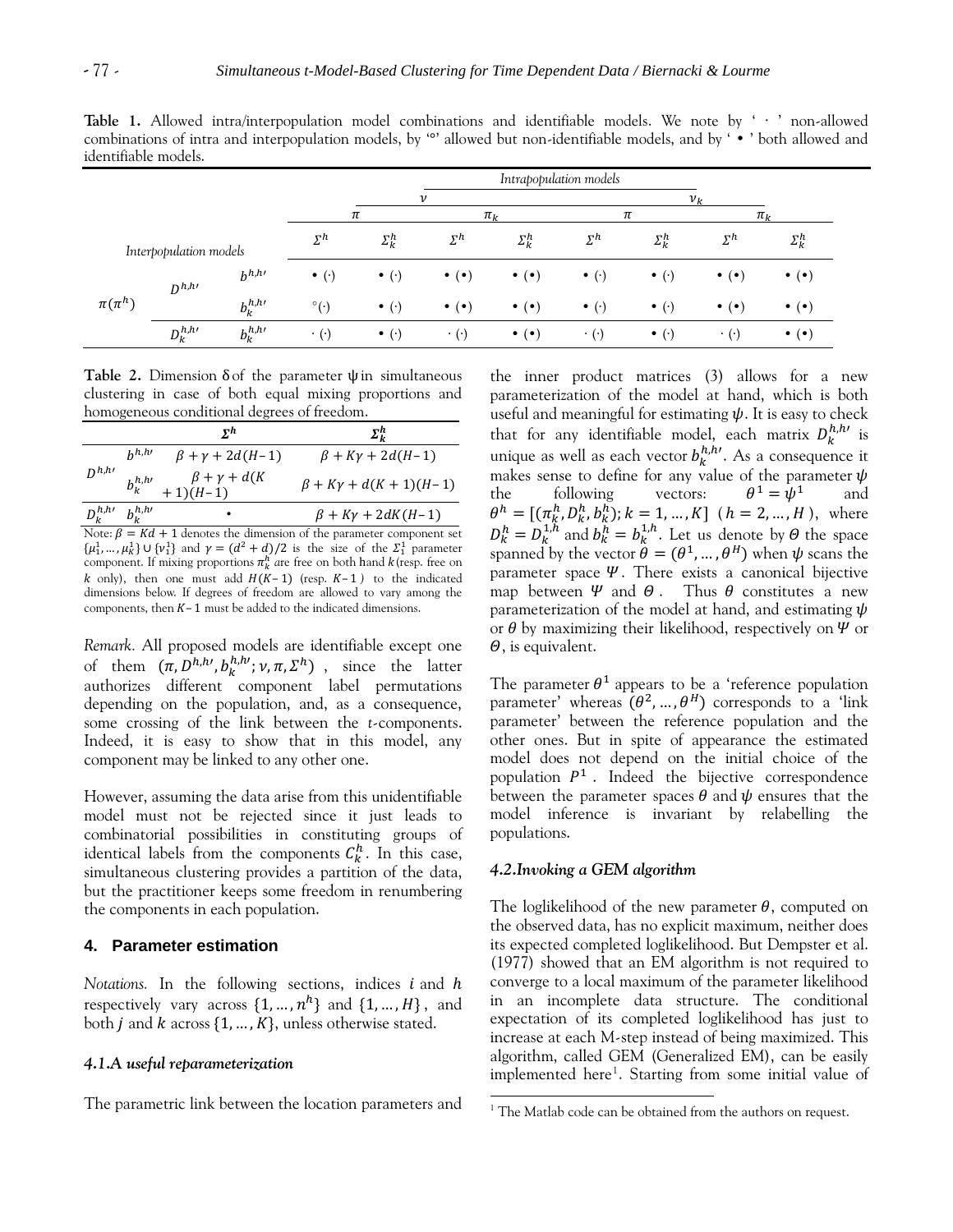**Table 1.** Allowed intra/interpopulation model combinations and identifiable models. We note by ' · ' non-allowed combinations of intra and interpopulation models, by '°' allowed but non-identifiable models, and by ' • ' both allowed and identifiable models.

| Interpopulation models | | | Intrapopulation models | | | | | | | |
|---|---|---|---|---|---|---|---|---|---|---|
| | | | $\nu$ | | | | $\nu_k$ | | | |
| | | | $\pi$ | | $\pi_k$ | | $\pi$ | | $\pi_k$ | |
| | | | $\Sigma^h$ | $\Sigma_k^h$ | $\Sigma^h$ | $\Sigma_k^h$ | $\Sigma^h$ | $\Sigma_k^h$ | $\Sigma^h$ | $\Sigma_k^h$ |
| $\pi(\pi^h)$ | $D^{h,h'}$ | $b^{h,h'}$ | • (·) | • (·) | • (•) | • (•) | • (·) | • (·) | • (•) | • (•) |
| | | $b_k^{h,h'}$ | °(·) | • (·) | • (•) | • (•) | • (·) | • (·) | • (•) | • (•) |
| | $D_k^{h,h'}$ | $b_k^{h,h'}$ | · (·) | • (·) | · (·) | • (•) | · (·) | • (·) | · (·) | • (•) |

**Table 2.** Dimension $\delta$ of the parameter $\psi$ in simultaneous clustering in case of both equal mixing proportions and homogeneous conditional degrees of freedom.

| | | $\Sigma^h$ | $\Sigma_k^h$ |
|---|---|---|---|
| $D^{h,h'}$ | $b^{h,h'}$ | $\beta+\gamma+2d(H-1)$ | $\beta+K\gamma+2d(H-1)$ |
| | $b_k^{h,h'}$ | $\beta+\gamma+d(K+1)(H-1)$ | $\beta+K\gamma+d(K+1)(H-1)$ |
| $D_k^{h,h'}$ | $b_k^{h,h'}$ | • | $\beta+K\gamma+2dK(H-1)$ |

Note: $\beta=Kd+1$ denotes the dimension of the parameter component set $\{\mu_1^1,\dots,\mu_K^1\}\cup\{\nu_1^1\}$ and $\gamma=(d^2+d)/2$ is the size of the $\Sigma_1^1$ parameter component. If mixing proportions $\pi_k^h$ are free on both $h$and $k$(resp. free on $k$ only), then one must add $H(K-1)$ (resp. $K-1$ ) to the indicated dimensions below. If degrees of freedom are allowed to vary among the components, then $K-1$ must be added to the indicated dimensions.

*Remark.* All proposed models are identifiable except one of them $(\pi, D^{h,h'}, b_k^{h,h'}; \nu, \pi, \Sigma^h)$ , since the latter authorizes different component label permutations depending on the population, and, as a consequence, some crossing of the link between the *t*-components. Indeed, it is easy to show that in this model, any component may be linked to any other one.

However, assuming the data arise from this unidentifiable model must not be rejected since it just leads to combinatorial possibilities in constituting groups of identical labels from the components $C_k^h$. In this case, simultaneous clustering provides a partition of the data, but the practitioner keeps some freedom in renumbering the components in each population.

## 4. Parameter estimation

*Notations.* In the following sections, indices $i$ and $h$ respectively vary across $\{1,\dots,n^h\}$ and $\{1,\dots,H\}$, and both $j$ and $k$ across $\{1,\dots,K\}$, unless otherwise stated.

### 4.1. A useful reparameterization

The parametric link between the location parameters and the inner product matrices (3) allows for a new parameterization of the model at hand, which is both useful and meaningful for estimating $\psi$. It is easy to check that for any identifiable model, each matrix $D_k^{h,h'}$ is unique as well as each vector $b_k^{h,h'}$. As a consequence it makes sense to define for any value of the parameter $\psi$ the following vectors: $\theta^1=\psi^1$ and $\theta^h=[(\pi_k^h, D_k^h, b_k^h); k=1,\dots,K]$ $(h=2,\dots,H)$, where $D_k^h=D_k^{1,h}$ and $b_k^h=b_k^{1,h}$. Let us denote by $\Theta$ the space spanned by the vector $\theta=(\theta^1,\dots,\theta^H)$ when $\psi$ scans the parameter space $\Psi$. There exists a canonical bijective map between $\Psi$ and $\Theta$. Thus $\theta$ constitutes a new parameterization of the model at hand, and estimating $\psi$ or $\theta$ by maximizing their likelihood, respectively on $\Psi$ or $\Theta$, is equivalent.

The parameter $\theta^1$ appears to be a 'reference population parameter' whereas $(\theta^2,\dots,\theta^H)$ corresponds to a 'link parameter' between the reference population and the other ones. But in spite of appearance the estimated model does not depend on the initial choice of the population $P^1$. Indeed the bijective correspondence between the parameter spaces $\theta$ and $\psi$ ensures that the model inference is invariant by relabelling the populations.

### 4.2. Invoking a GEM algorithm

The loglikelihood of the new parameter $\theta$, computed on the observed data, has no explicit maximum, neither does its expected completed loglikelihood. But Dempster et al. (1977) showed that an EM algorithm is not required to converge to a local maximum of the parameter likelihood in an incomplete data structure. The conditional expectation of its completed loglikelihood has just to increase at each M-step instead of being maximized. This algorithm, called GEM (Generalized EM), can be easily implemented here[1]. Starting from some initial value of

[1] The Matlab code can be obtained from the authors on request.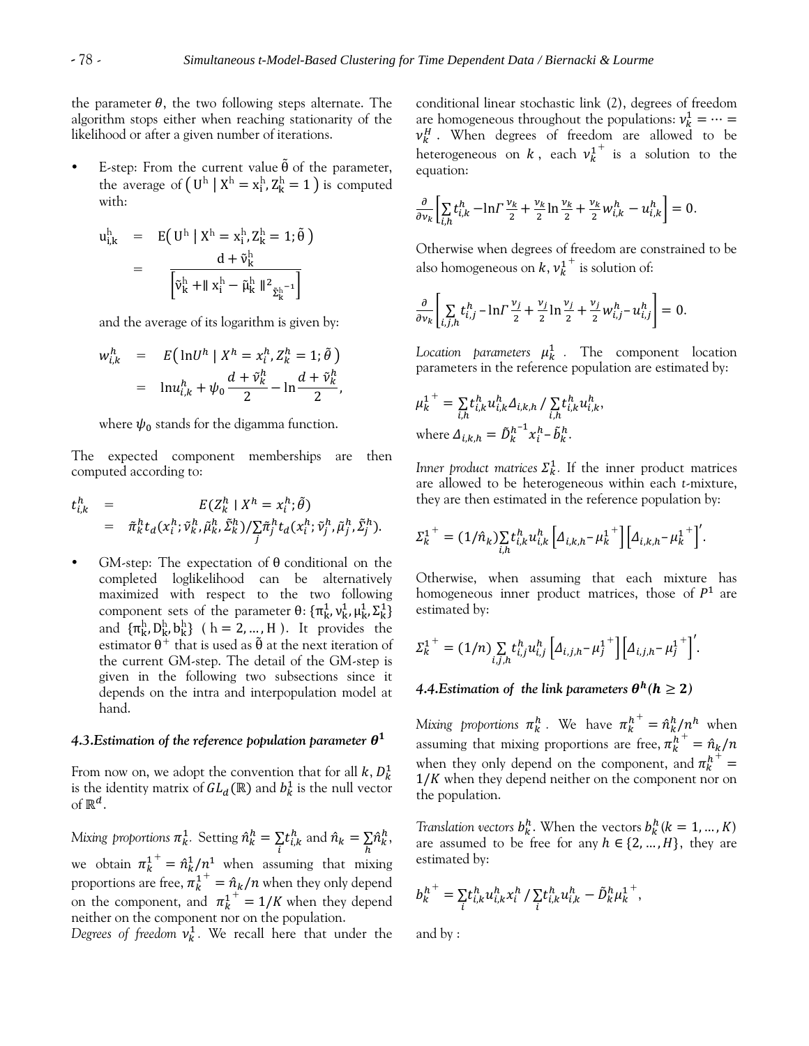the parameter $\theta$, the two following steps alternate. The algorithm stops either when reaching stationarity of the likelihood or after a given number of iterations.

- E-step: From the current value $\tilde{\theta}$ of the parameter, the average of $\left(U^h \mid X^h = x_i^h, Z_k^h = 1\right)$ is computed with:

$$
\begin{aligned}
u_{i,k}^h &= E\left(U^h \mid X^h = x_i^h, Z_k^h = 1; \tilde{\theta}\right) \\
&= \frac{d + \tilde{\nu}_k^h}{\left[\tilde{\nu}_k^h + \| x_i^h - \tilde{\mu}_k^h \|^2_{\tilde{\Sigma}_k^{h^{-1}}}\right]}
\end{aligned}
$$

and the average of its logarithm is given by:

$$
\begin{aligned}
w_{i,k}^h &= E\left(\ln U^h \mid X^h = x_i^h, Z_k^h = 1; \tilde{\theta}\right) \\
&= \ln u_{i,k}^h + \psi_0 \frac{d + \tilde{\nu}_k^h}{2} - \ln \frac{d + \tilde{\nu}_k^h}{2},
\end{aligned}
$$

where $\psi_0$ stands for the digamma function.

The expected component memberships are then computed according to:

$$
\begin{aligned}
t_{i,k}^h &= E(Z_k^h \mid X^h = x_i^h; \tilde{\theta}) \\
&= \tilde{\pi}_k^h t_d(x_i^h; \tilde{\nu}_k^h, \tilde{\mu}_k^h, \tilde{\Sigma}_k^h) / \sum_j \tilde{\pi}_j^h t_d(x_i^h; \tilde{\nu}_j^h, \tilde{\mu}_j^h, \tilde{\Sigma}_j^h).
\end{aligned}
$$

- GM-step: The expectation of $\theta$ conditional on the completed loglikelihood can be alternatively maximized with respect to the two following component sets of the parameter $\theta$: $\{\pi_k^1, \nu_k^1, \mu_k^1, \Sigma_k^1\}$ and $\{\pi_k^h, D_k^h, b_k^h\}$ ( $h = 2, \ldots, H$ ). It provides the estimator $\theta^+$ that is used as $\tilde{\theta}$ at the next iteration of the current GM-step. The detail of the GM-step is given in the following two subsections since it depends on the intra and interpopulation model at hand.

### 4.3. Estimation of the reference population parameter $\theta^1$

From now on, we adopt the convention that for all $k$, $D_k^1$ is the identity matrix of $GL_d(\mathbb{R})$ and $b_k^1$ is the null vector of $\mathbb{R}^d$.

*Mixing proportions* $\pi_k^1$. Setting $\hat{n}_k^h = \sum_i t_{i,k}^h$ and $\hat{n}_k = \sum_h \hat{n}_k^h$, we obtain ${\pi_k^1}^+ = \hat{n}_k^1 / n^1$ when assuming that mixing proportions are free, ${\pi_k^1}^+ = \hat{n}_k / n$ when they only depend on the component, and ${\pi_k^1}^+ = 1/K$ when they depend neither on the component nor on the population.

*Degrees of freedom* $\nu_k^1$. We recall here that under the conditional linear stochastic link (2), degrees of freedom are homogeneous throughout the populations: $\nu_k^1 = \cdots = \nu_k^H$. When degrees of freedom are allowed to be heterogeneous on $k$, each ${\nu_k^1}^+$ is a solution to the equation:

$$
\frac{\partial}{\partial \nu_k} \left[ \sum_{i,h} t_{i,k}^h - \ln \Gamma \frac{\nu_k}{2} + \frac{\nu_k}{2} \ln \frac{\nu_k}{2} + \frac{\nu_k}{2} w_{i,k}^h - u_{i,k}^h \right] = 0.
$$

Otherwise when degrees of freedom are constrained to be also homogeneous on $k$, ${\nu_k^1}^+$ is solution of:

$$
\frac{\partial}{\partial \nu_k} \left[ \sum_{i,j,h} t_{i,j}^h - \ln \Gamma \frac{\nu_j}{2} + \frac{\nu_j}{2} \ln \frac{\nu_j}{2} + \frac{\nu_j}{2} w_{i,j}^h - u_{i,j}^h \right] = 0.
$$

*Location parameters* $\mu_k^1$. The component location parameters in the reference population are estimated by:

$$
{\mu_k^1}^+ = \sum_{i,h} t_{i,k}^h u_{i,k}^h \Delta_{i,k,h} \,/\, \sum_{i,h} t_{i,k}^h u_{i,k}^h,
$$

where $\Delta_{i,k,h} = \tilde{D}_k^{h^{-1}} x_i^h - \tilde{b}_k^h$.

*Inner product matrices* $\Sigma_k^1$. If the inner product matrices are allowed to be heterogeneous within each $t$-mixture, they are then estimated in the reference population by:

$$
{\Sigma_k^1}^+ = (1/\hat{n}_k) \sum_{i,h} t_{i,k}^h u_{i,k}^h \left[\Delta_{i,k,h} - {\mu_k^1}^+\right] \left[\Delta_{i,k,h} - {\mu_k^1}^+\right]'.
$$

Otherwise, when assuming that each mixture has homogeneous inner product matrices, those of $P^1$ are estimated by:

$$
{\Sigma_k^1}^+ = (1/n) \sum_{i,j,h} t_{i,j}^h u_{i,j}^h \left[\Delta_{i,j,h} - {\mu_j^1}^+\right] \left[\Delta_{i,j,h} - {\mu_j^1}^+\right]'.
$$

### 4.4. Estimation of the link parameters $\theta^h (h \geq 2)$

*Mixing proportions* $\pi_k^h$. We have ${\pi_k^h}^+ = \hat{n}_k^h / n^h$ when assuming that mixing proportions are free, ${\pi_k^h}^+ = \hat{n}_k / n$ when they only depend on the component, and ${\pi_k^h}^+ = 1/K$ when they depend neither on the component nor on the population.

*Translation vectors* $b_k^h$. When the vectors $b_k^h (k = 1, \ldots, K)$ are assumed to be free for any $h \in \{2, \ldots, H\}$, they are estimated by:

$$
{b_k^h}^+ = \sum_i t_{i,k}^h u_{i,k}^h x_i^h \,/\, \sum_i t_{i,k}^h u_{i,k}^h - \tilde{D}_k^h {\mu_k^1}^+,
$$

and by :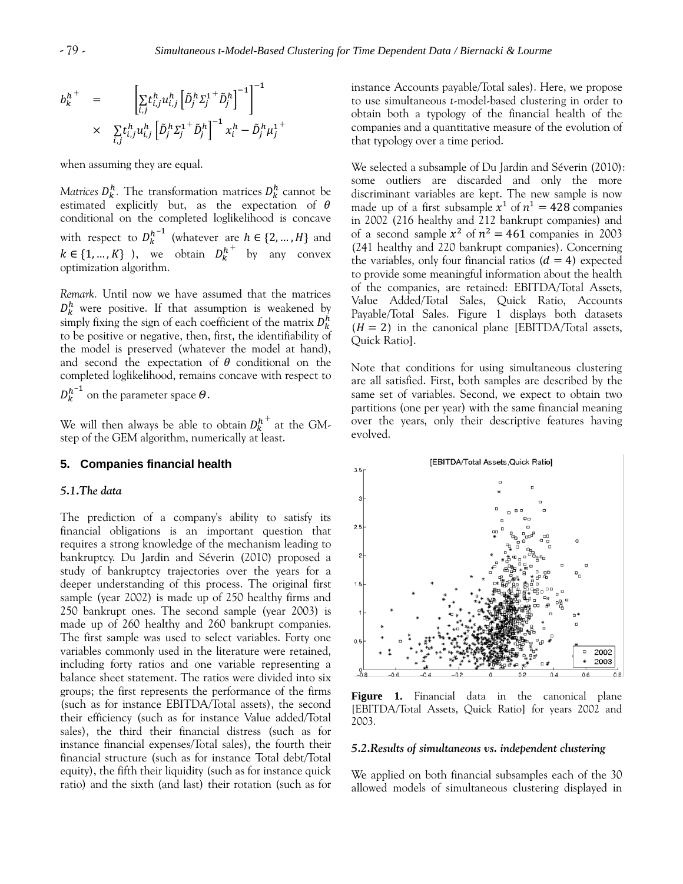$$b_k^{h+} = \left[\sum_{i,j} t_{i,j}^h u_{i,j}^h \left[\tilde{D}_j^h \Sigma_j^{1+} \tilde{D}_j^h\right]^{-1}\right]^{-1}$$
$$\times \quad \sum_{i,j} t_{i,j}^h u_{i,j}^h \left[\tilde{D}_j^h \Sigma_j^{1+} \tilde{D}_j^h\right]^{-1} x_i^h - \tilde{D}_j^h \mu_j^{1+}$$

when assuming they are equal.

*Matrices $D_k^h$.* The transformation matrices $D_k^h$ cannot be estimated explicitly but, as the expectation of $\theta$ conditional on the completed loglikelihood is concave with respect to $D_k^{h^{-1}}$ (whatever are $h \in \{2, \dots, H\}$ and $k \in \{1, \dots, K\}$ ), we obtain $D_k^{h^+}$ by any convex optimization algorithm.

*Remark.* Until now we have assumed that the matrices $D_k^h$ were positive. If that assumption is weakened by simply fixing the sign of each coefficient of the matrix $D_k^h$ to be positive or negative, then, first, the identifiability of the model is preserved (whatever the model at hand), and second the expectation of $\theta$ conditional on the completed loglikelihood, remains concave with respect to $D_k^{h^{-1}}$ on the parameter space $\Theta$.

We will then always be able to obtain $D_k^{h^+}$ at the GM-step of the GEM algorithm, numerically at least.

## 5. Companies financial health

### *5.1.The data*

The prediction of a company's ability to satisfy its financial obligations is an important question that requires a strong knowledge of the mechanism leading to bankruptcy. Du Jardin and Séverin (2010) proposed a study of bankruptcy trajectories over the years for a deeper understanding of this process. The original first sample (year 2002) is made up of 250 healthy firms and 250 bankrupt ones. The second sample (year 2003) is made up of 260 healthy and 260 bankrupt companies. The first sample was used to select variables. Forty one variables commonly used in the literature were retained, including forty ratios and one variable representing a balance sheet statement. The ratios were divided into six groups; the first represents the performance of the firms (such as for instance EBITDA/Total assets), the second their efficiency (such as for instance Value added/Total sales), the third their financial distress (such as for instance financial expenses/Total sales), the fourth their financial structure (such as for instance Total debt/Total equity), the fifth their liquidity (such as for instance quick ratio) and the sixth (and last) their rotation (such as for instance Accounts payable/Total sales). Here, we propose to use simultaneous *t*-model-based clustering in order to obtain both a typology of the financial health of the companies and a quantitative measure of the evolution of that typology over a time period.

We selected a subsample of Du Jardin and Séverin (2010): some outliers are discarded and only the more discriminant variables are kept. The new sample is now made up of a first subsample $x^1$ of $n^1 = 428$ companies in 2002 (216 healthy and 212 bankrupt companies) and of a second sample $x^2$ of $n^2 = 461$ companies in 2003 (241 healthy and 220 bankrupt companies). Concerning the variables, only four financial ratios ($d = 4$) expected to provide some meaningful information about the health of the companies, are retained: EBITDA/Total Assets, Value Added/Total Sales, Quick Ratio, Accounts Payable/Total Sales. Figure 1 displays both datasets ($H = 2$) in the canonical plane [EBITDA/Total assets, Quick Ratio].

Note that conditions for using simultaneous clustering are all satisfied. First, both samples are described by the same set of variables. Second, we expect to obtain two partitions (one per year) with the same financial meaning over the years, only their descriptive features having evolved.

**Figure 1.** Financial data in the canonical plane [EBITDA/Total Assets, Quick Ratio] for years 2002 and 2003.

### *5.2.Results of simultaneous vs. independent clustering*

We applied on both financial subsamples each of the 30 allowed models of simultaneous clustering displayed in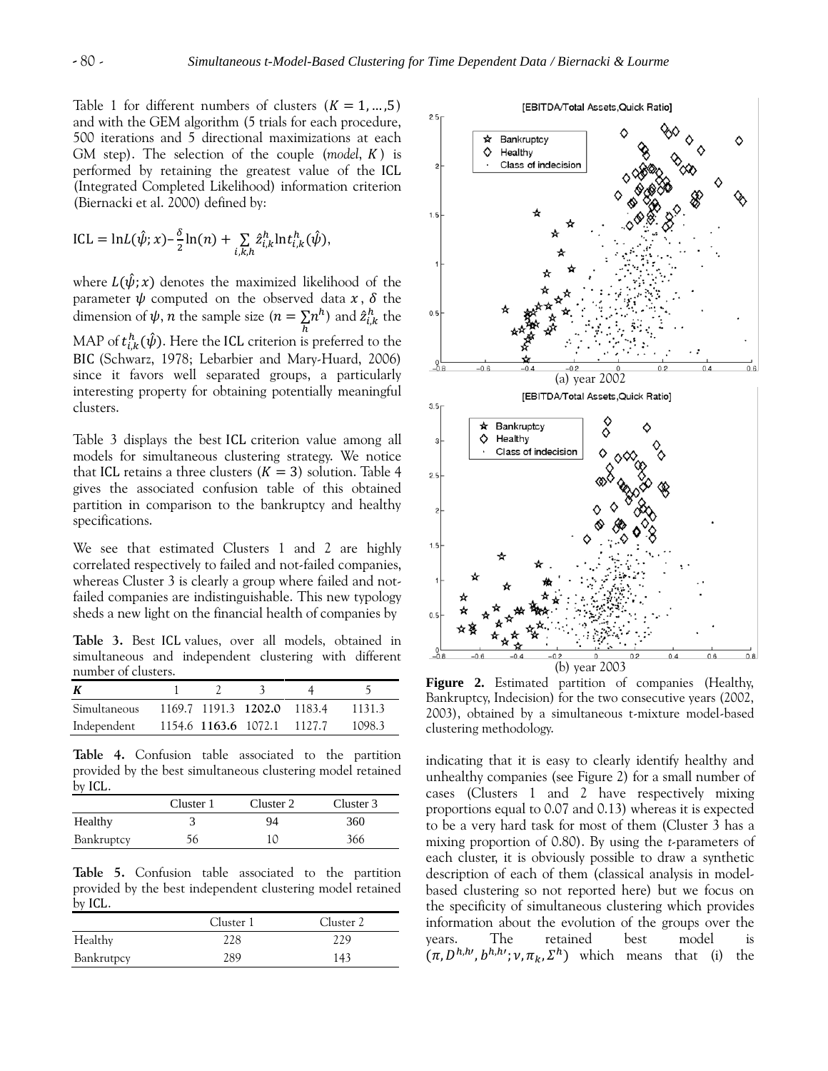Table 1 for different numbers of clusters ($K = 1, \ldots, 5$) and with the GEM algorithm (5 trials for each procedure, 500 iterations and 5 directional maximizations at each GM step). The selection of the couple (*model*, $K$) is performed by retaining the greatest value of the ICL (Integrated Completed Likelihood) information criterion (Biernacki et al. 2000) defined by:

$$\text{ICL} = \ln L(\hat{\psi}; x) - \frac{\delta}{2}\ln(n) + \sum_{i,k,h} \hat{z}_{i,k}^{h} \ln t_{i,k}^{h}(\hat{\psi}),$$

where $L(\hat{\psi}; x)$ denotes the maximized likelihood of the parameter $\psi$ computed on the observed data $x$, $\delta$ the dimension of $\psi$, $n$ the sample size ($n = \sum_h n^h$) and $\hat{z}_{i,k}^{h}$ the MAP of $t_{i,k}^{h}(\hat{\psi})$. Here the ICL criterion is preferred to the BIC (Schwarz, 1978; Lebarbier and Mary-Huard, 2006) since it favors well separated groups, a particularly interesting property for obtaining potentially meaningful clusters.

Table 3 displays the best ICL criterion value among all models for simultaneous clustering strategy. We notice that ICL retains a three clusters ($K = 3$) solution. Table 4 gives the associated confusion table of this obtained partition in comparison to the bankruptcy and healthy specifications.

We see that estimated Clusters 1 and 2 are highly correlated respectively to failed and not-failed companies, whereas Cluster 3 is clearly a group where failed and not-failed companies are indistinguishable. This new typology sheds a new light on the financial health of companies by indicating that it is easy to clearly identify healthy and unhealthy companies (see Figure 2) for a small number of cases (Clusters 1 and 2 have respectively mixing proportions equal to 0.07 and 0.13) whereas it is expected to be a very hard task for most of them (Cluster 3 has a mixing proportion of 0.80). By using the *t*-parameters of each cluster, it is obviously possible to draw a synthetic description of each of them (classical analysis in model-based clustering so not reported here) but we focus on the specificity of simultaneous clustering which provides information about the evolution of the groups over the years. The retained best model is $(\pi, D^{h,h\prime}, b^{h,h\prime}; \nu, \pi_k, \Sigma^h)$ which means that (i) the

**Table 3.** Best ICL values, over all models, obtained in simultaneous and independent clustering with different number of clusters.

| ***K*** | 1 | 2 | 3 | 4 | 5 |
|---|---|---|---|---|---|
| Simultaneous | 1169.7 | 1191.3 | **1202.0** | 1183.4 | 1131.3 |
| Independent | 1154.6 | **1163.6** | 1072.1 | 1127.7 | 1098.3 |

**Table 4.** Confusion table associated to the partition provided by the best simultaneous clustering model retained by ICL.

| | Cluster 1 | Cluster 2 | Cluster 3 |
|---|---|---|---|
| Healthy | 3 | 94 | 360 |
| Bankruptcy | 56 | 10 | 366 |

**Table 5.** Confusion table associated to the partition provided by the best independent clustering model retained by ICL.

| | Cluster 1 | Cluster 2 |
|---|---|---|
| Healthy | 228 | 229 |
| Bankrutpcy | 289 | 143 |

(a) year 2002

(b) year 2003

**Figure 2.** Estimated partition of companies (Healthy, Bankruptcy, Indecision) for the two consecutive years (2002, 2003), obtained by a simultaneous t-mixture model-based clustering methodology.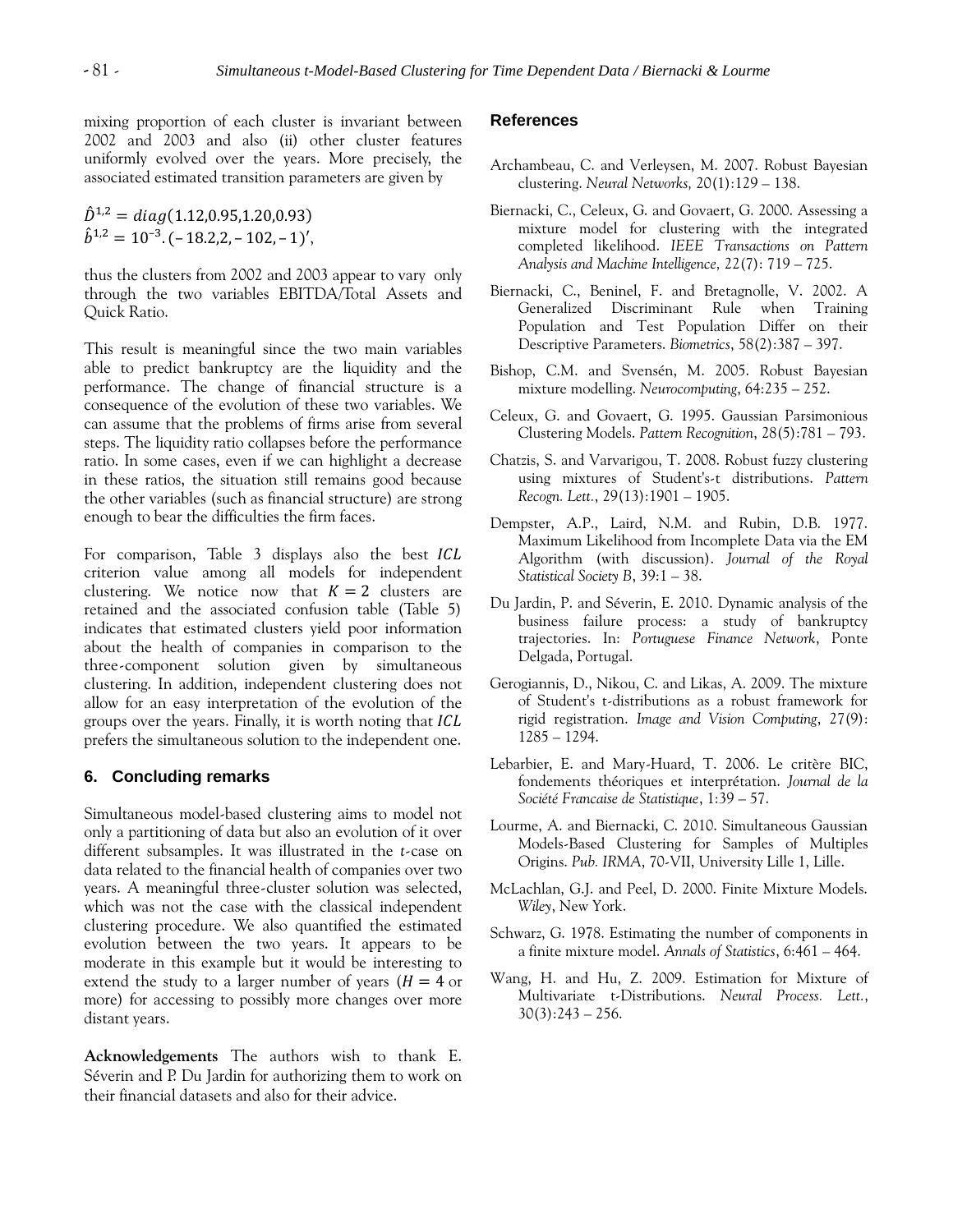mixing proportion of each cluster is invariant between 2002 and 2003 and also (ii) other cluster features uniformly evolved over the years. More precisely, the associated estimated transition parameters are given by

$$\hat{D}^{1,2} = diag(1.12, 0.95, 1.20, 0.93)$$
$$\hat{b}^{1,2} = 10^{-3}.(-18.2, 2, -102, -1)',$$

thus the clusters from 2002 and 2003 appear to vary only through the two variables EBITDA/Total Assets and Quick Ratio.

This result is meaningful since the two main variables able to predict bankruptcy are the liquidity and the performance. The change of financial structure is a consequence of the evolution of these two variables. We can assume that the problems of firms arise from several steps. The liquidity ratio collapses before the performance ratio. In some cases, even if we can highlight a decrease in these ratios, the situation still remains good because the other variables (such as financial structure) are strong enough to bear the difficulties the firm faces.

For comparison, Table 3 displays also the best $ICL$ criterion value among all models for independent clustering. We notice now that $K = 2$ clusters are retained and the associated confusion table (Table 5) indicates that estimated clusters yield poor information about the health of companies in comparison to the three-component solution given by simultaneous clustering. In addition, independent clustering does not allow for an easy interpretation of the evolution of the groups over the years. Finally, it is worth noting that $ICL$ prefers the simultaneous solution to the independent one.

## 6. Concluding remarks

Simultaneous model-based clustering aims to model not only a partitioning of data but also an evolution of it over different subsamples. It was illustrated in the *t*-case on data related to the financial health of companies over two years. A meaningful three-cluster solution was selected, which was not the case with the classical independent clustering procedure. We also quantified the estimated evolution between the two years. It appears to be moderate in this example but it would be interesting to extend the study to a larger number of years ($H = 4$ or more) for accessing to possibly more changes over more distant years.

**Acknowledgements** The authors wish to thank E. Séverin and P. Du Jardin for authorizing them to work on their financial datasets and also for their advice.

## References

Archambeau, C. and Verleysen, M. 2007. Robust Bayesian clustering. *Neural Networks,* 20(1):129 – 138.

Biernacki, C., Celeux, G. and Govaert, G. 2000. Assessing a mixture model for clustering with the integrated completed likelihood. *IEEE Transactions on Pattern Analysis and Machine Intelligence,* 22(7): 719 – 725.

Biernacki, C., Beninel, F. and Bretagnolle, V. 2002. A Generalized Discriminant Rule when Training Population and Test Population Differ on their Descriptive Parameters. *Biometrics*, 58(2):387 – 397.

Bishop, C.M. and Svensén, M. 2005. Robust Bayesian mixture modelling. *Neurocomputing*, 64:235 – 252.

Celeux, G. and Govaert, G. 1995. Gaussian Parsimonious Clustering Models. *Pattern Recognition*, 28(5):781 – 793.

Chatzis, S. and Varvarigou, T. 2008. Robust fuzzy clustering using mixtures of Student's-t distributions. *Pattern Recogn. Lett.*, 29(13):1901 – 1905.

Dempster, A.P., Laird, N.M. and Rubin, D.B. 1977. Maximum Likelihood from Incomplete Data via the EM Algorithm (with discussion). *Journal of the Royal Statistical Society B*, 39:1 – 38.

Du Jardin, P. and Séverin, E. 2010. Dynamic analysis of the business failure process: a study of bankruptcy trajectories. In: *Portuguese Finance Network*, Ponte Delgada, Portugal.

Gerogiannis, D., Nikou, C. and Likas, A. 2009. The mixture of Student's t-distributions as a robust framework for rigid registration. *Image and Vision Computing*, 27(9): 1285 – 1294.

Lebarbier, E. and Mary-Huard, T. 2006. Le critère BIC, fondements théoriques et interprétation. *Journal de la Société Francaise de Statistique*, 1:39 – 57.

Lourme, A. and Biernacki, C. 2010. Simultaneous Gaussian Models-Based Clustering for Samples of Multiples Origins. *Pub. IRMA*, 70-VII, University Lille 1, Lille.

McLachlan, G.J. and Peel, D. 2000. Finite Mixture Models. *Wiley*, New York.

Schwarz, G. 1978. Estimating the number of components in a finite mixture model. *Annals of Statistics*, 6:461 – 464.

Wang, H. and Hu, Z. 2009. Estimation for Mixture of Multivariate t-Distributions. *Neural Process. Lett.*, 30(3):243 – 256.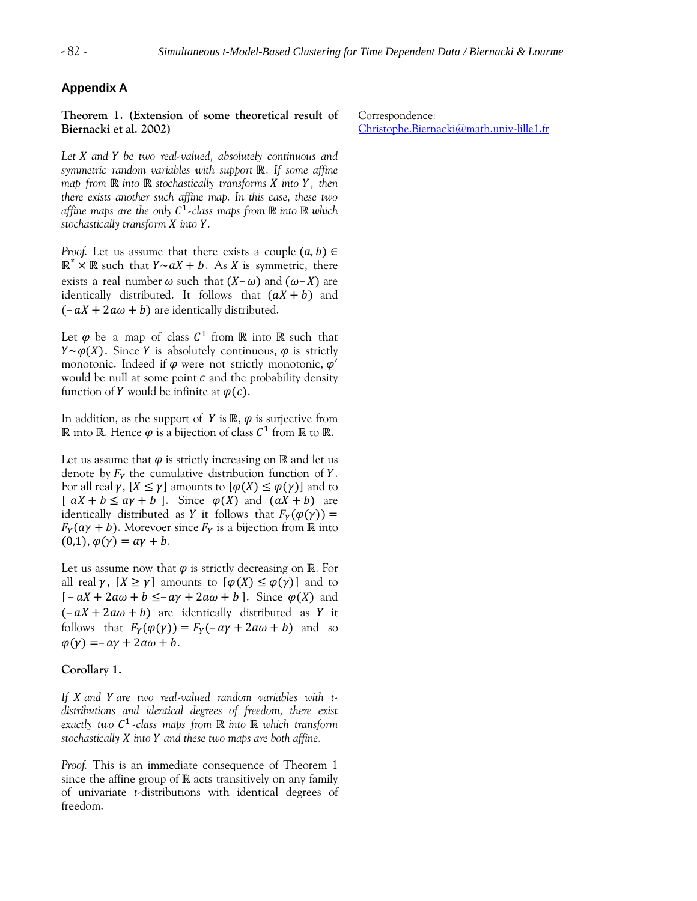## Appendix A

**Theorem 1. (Extension of some theoretical result of Biernacki et al. 2002)**

*Let $X$ and $Y$ be two real-valued, absolutely continuous and symmetric random variables with support $\mathbb{R}$. If some affine map from $\mathbb{R}$ into $\mathbb{R}$ stochastically transforms $X$ into $Y$, then there exists another such affine map. In this case, these two affine maps are the only $C^1$-class maps from $\mathbb{R}$ into $\mathbb{R}$ which stochastically transform $X$ into $Y$.*

*Proof.* Let us assume that there exists a couple $(a, b) \in \mathbb{R}^* \times \mathbb{R}$ such that $Y \sim aX + b$. As $X$ is symmetric, there exists a real number $\omega$ such that $(X - \omega)$ and $(\omega - X)$ are identically distributed. It follows that $(aX + b)$ and $(-aX + 2a\omega + b)$ are identically distributed.

Let $\varphi$ be a map of class $C^1$ from $\mathbb{R}$ into $\mathbb{R}$ such that $Y \sim \varphi(X)$. Since $Y$ is absolutely continuous, $\varphi$ is strictly monotonic. Indeed if $\varphi$ were not strictly monotonic, $\varphi'$ would be null at some point $c$ and the probability density function of $Y$ would be infinite at $\varphi(c)$.

In addition, as the support of $Y$ is $\mathbb{R}$, $\varphi$ is surjective from $\mathbb{R}$ into $\mathbb{R}$. Hence $\varphi$ is a bijection of class $C^1$ from $\mathbb{R}$ to $\mathbb{R}$.

Let us assume that $\varphi$ is strictly increasing on $\mathbb{R}$ and let us denote by $F_Y$ the cumulative distribution function of $Y$. For all real $\gamma$, $[X \leq \gamma]$ amounts to $[\varphi(X) \leq \varphi(\gamma)]$ and to $[\ aX + b \leq a\gamma + b\ ]$. Since $\varphi(X)$ and $(aX + b)$ are identically distributed as $Y$ it follows that $F_Y(\varphi(\gamma)) = F_Y(a\gamma + b)$. Morevoer since $F_Y$ is a bijection from $\mathbb{R}$ into $(0,1)$, $\varphi(\gamma) = a\gamma + b$.

Let us assume now that $\varphi$ is strictly decreasing on $\mathbb{R}$. For all real $\gamma$, $[X \geq \gamma]$ amounts to $[\varphi(X) \leq \varphi(\gamma)]$ and to $[-aX + 2a\omega + b \leq -a\gamma + 2a\omega + b\ ]$. Since $\varphi(X)$ and $(-aX + 2a\omega + b)$ are identically distributed as $Y$ it follows that $F_Y(\varphi(\gamma)) = F_Y(-a\gamma + 2a\omega + b)$ and so $\varphi(\gamma) = -a\gamma + 2a\omega + b$.

**Corollary 1.**

*If $X$ and $Y$ are two real-valued random variables with t-distributions and identical degrees of freedom, there exist exactly two $C^1$-class maps from $\mathbb{R}$ into $\mathbb{R}$ which transform stochastically $X$ into $Y$ and these two maps are both affine.*

*Proof.* This is an immediate consequence of Theorem 1 since the affine group of $\mathbb{R}$ acts transitively on any family of univariate *t*-distributions with identical degrees of freedom.

Correspondence:
Christophe.Biernacki@math.univ-lille1.fr